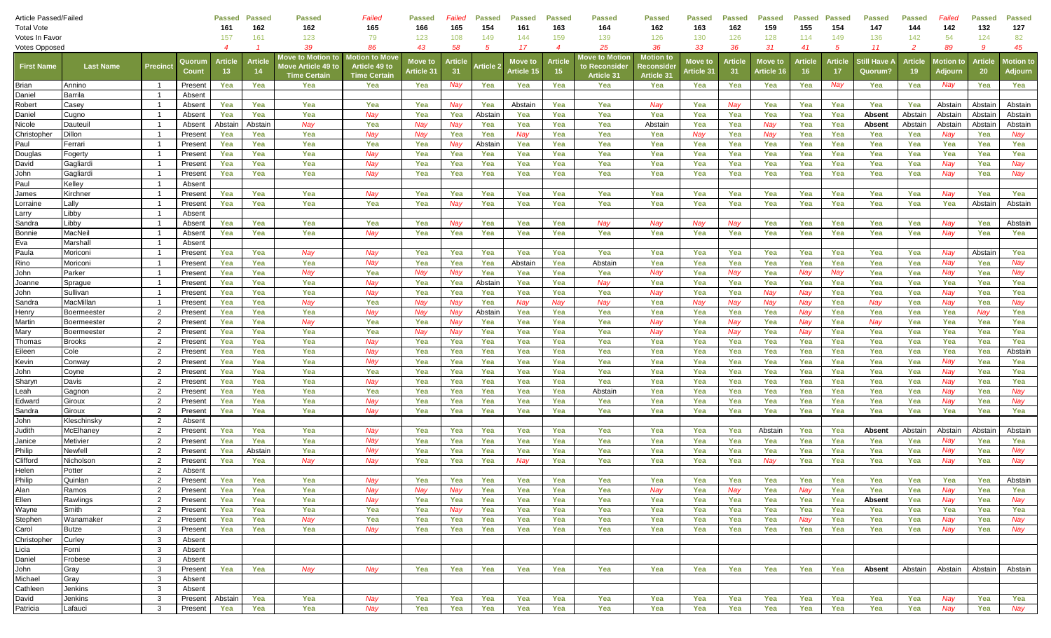| Article Passed/Failed | | | | Passed | Passed | Passed | Failed | Passed | Failed | Passed | Passed | Passed | Passed | Passed | Passed | Passed | Passed | Passed | Passed | Passed | Passed | Failed | Passed | Passed |
|---|---|---|---|---|---|---|---|---|---|---|---|---|---|---|---|---|---|---|---|---|---|---|---|---|
| Total Vote | | | | 161 | 162 | 162 | 165 | 166 | 165 | 154 | 161 | 163 | 164 | 162 | 163 | 162 | 159 | 155 | 154 | 147 | 144 | 142 | 132 | 127 |
| Votes In Favor | | | | 157 | 161 | 123 | 79 | 123 | 108 | 149 | 144 | 159 | 139 | 126 | 130 | 126 | 128 | 114 | 149 | 136 | 142 | 54 | 124 | 82 |
| Votes Opposed | | | | 4 | 1 | 39 | 86 | 43 | 58 | 5 | 17 | 4 | 25 | 36 | 33 | 36 | 31 | 41 | 5 | 11 | 2 | 89 | 9 | 45 |
| **First Name** | **Last Name** | **Precinct** | **Quorum Count** | **Article 13** | **Article 14** | **Move to Motion to Move Article 49 to Time Certain** | **Motion to Move Article 49 to Time Certain** | **Move to Article 31** | **Article 31** | **Article 2** | **Move to Article 15** | **Article 15** | **Move to Motion to Reconsider Article 31** | **Motion to Reconsider Article 31** | **Move to Article 31** | **Article 31** | **Move to Article 16** | **Article 16** | **Article 17** | **Still Have A Quorum?** | **Article 19** | **Motion to Adjourn** | **Article 20** | **Motion to Adjourn** |
| Brian | Annino | 1 | Present | Yea | Yea | Yea | Yea | Yea | Nay | Yea | Yea | Yea | Yea | Yea | Yea | Yea | Yea | Yea | Nay | Yea | Yea | Nay | Yea | Yea |
| Daniel | Barrila | 1 | Absent | | | | | | | | | | | | | | | | | | | | | |
| Robert | Casey | 1 | Absent | Yea | Yea | Yea | Yea | Yea | Nay | Yea | Abstain | Yea | Yea | Nay | Yea | Nay | Yea | Yea | Yea | Yea | Yea | Abstain | Abstain | Abstain |
| Daniel | Cugno | 1 | Absent | Yea | Yea | Yea | Nay | Yea | Yea | Abstain | Yea | Yea | Yea | Yea | Yea | Yea | Yea | Yea | Yea | Absent | Abstain | Abstain | Abstain | Abstain |
| Nicole | Dauteuil | 1 | Absent | Abstain | Abstain | Nay | Yea | Nay | Nay | Yea | Yea | Yea | Yea | Abstain | Yea | Yea | Nay | Yea | Yea | Absent | Abstain | Abstain | Abstain | Abstain |
| Christopher | Dillon | 1 | Present | Yea | Yea | Yea | Nay | Nay | Yea | Yea | Nay | Yea | Yea | Yea | Nay | Yea | Nay | Yea | Yea | Yea | Yea | Nay | Yea | Nay |
| Paul | Ferrari | 1 | Present | Yea | Yea | Yea | Yea | Yea | Nay | Abstain | Yea | Yea | Yea | Yea | Yea | Yea | Yea | Yea | Yea | Yea | Yea | Yea | Yea | Yea |
| Douglas | Fogerty | 1 | Present | Yea | Yea | Yea | Nay | Yea | Yea | Yea | Yea | Yea | Yea | Yea | Yea | Yea | Yea | Yea | Yea | Yea | Yea | Yea | Yea | Yea |
| David | Gagliardi | 1 | Present | Yea | Yea | Yea | Nay | Yea | Yea | Yea | Yea | Yea | Yea | Yea | Yea | Yea | Yea | Yea | Yea | Yea | Yea | Nay | Yea | Nay |
| John | Gagliardi | 1 | Present | Yea | Yea | Yea | Nay | Yea | Yea | Yea | Yea | Yea | Yea | Yea | Yea | Yea | Yea | Yea | Yea | Yea | Yea | Nay | Yea | Nay |
| Paul | Kelley | 1 | Absent | | | | | | | | | | | | | | | | | | | | | |
| James | Kirchner | 1 | Present | Yea | Yea | Yea | Nay | Yea | Yea | Yea | Yea | Yea | Yea | Yea | Yea | Yea | Yea | Yea | Yea | Yea | Yea | Nay | Yea | Yea |
| Lorraine | Lally | 1 | Present | Yea | Yea | Yea | Yea | Yea | Nay | Yea | Yea | Yea | Yea | Yea | Yea | Yea | Yea | Yea | Yea | Yea | Yea | Yea | Abstain | Abstain |
| Larry | Libby | 1 | Absent | | | | | | | | | | | | | | | | | | | | | |
| Sandra | Libby | 1 | Absent | Yea | Yea | Yea | Yea | Yea | Nay | Yea | Yea | Yea | Nay | Nay | Nay | Nay | Yea | Yea | Yea | Yea | Yea | Nay | Yea | Abstain |
| Bonnie | MacNeil | 1 | Absent | Yea | Yea | Yea | Nay | Yea | Yea | Yea | Yea | Yea | Yea | Yea | Yea | Yea | Yea | Yea | Yea | Yea | Yea | Nay | Yea | Yea |
| Eva | Marshall | 1 | Absent | | | | | | | | | | | | | | | | | | | | | |
| Paula | Moriconi | 1 | Present | Yea | Yea | Nay | Nay | Yea | Yea | Yea | Yea | Yea | Yea | Yea | Yea | Yea | Yea | Yea | Yea | Yea | Yea | Nay | Abstain | Yea |
| Rino | Moriconi | 1 | Present | Yea | Yea | Yea | Nay | Yea | Yea | Yea | Abstain | Yea | Abstain | Yea | Yea | Yea | Yea | Yea | Yea | Yea | Yea | Nay | Yea | Nay |
| John | Parker | 1 | Present | Yea | Yea | Nay | Yea | Nay | Nay | Yea | Yea | Yea | Yea | Nay | Yea | Nay | Yea | Nay | Nay | Yea | Yea | Nay | Yea | Nay |
| Joanne | Sprague | 1 | Present | Yea | Yea | Yea | Nay | Yea | Yea | Abstain | Yea | Yea | Nay | Yea | Yea | Yea | Yea | Yea | Yea | Yea | Yea | Yea | Yea | Yea |
| John | Sullivan | 1 | Present | Yea | Yea | Yea | Nay | Yea | Yea | Yea | Yea | Yea | Yea | Nay | Yea | Yea | Nay | Nay | Yea | Yea | Yea | Nay | Yea | Yea |
| Sandra | MacMillan | 1 | Present | Yea | Yea | Nay | Yea | Nay | Nay | Yea | Nay | Nay | Nay | Yea | Nay | Nay | Nay | Nay | Yea | Nay | Yea | Nay | Yea | Nay |
| Henry | Boermeester | 2 | Present | Yea | Yea | Yea | Nay | Nay | Nay | Abstain | Yea | Yea | Yea | Yea | Yea | Yea | Yea | Nay | Yea | Yea | Yea | Yea | Nay | Yea |
| Martin | Boermeester | 2 | Present | Yea | Yea | Nay | Yea | Yea | Nay | Yea | Yea | Yea | Yea | Nay | Yea | Nay | Yea | Nay | Yea | Nay | Yea | Yea | Yea | Yea |
| Mary | Boermeester | 2 | Present | Yea | Yea | Yea | Yea | Nay | Nay | Yea | Yea | Yea | Yea | Nay | Yea | Nay | Yea | Nay | Yea | Yea | Yea | Yea | Yea | Yea |
| Thomas | Brooks | 2 | Present | Yea | Yea | Yea | Nay | Yea | Yea | Yea | Yea | Yea | Yea | Yea | Yea | Yea | Yea | Yea | Yea | Yea | Yea | Yea | Yea | Yea |
| Eileen | Cole | 2 | Present | Yea | Yea | Yea | Nay | Yea | Yea | Yea | Yea | Yea | Yea | Yea | Yea | Yea | Yea | Yea | Yea | Yea | Yea | Yea | Yea | Abstain |
| Kevin | Conway | 2 | Present | Yea | Yea | Yea | Nay | Yea | Yea | Yea | Yea | Yea | Yea | Yea | Yea | Yea | Yea | Yea | Yea | Yea | Yea | Nay | Yea | Yea |
| John | Coyne | 2 | Present | Yea | Yea | Yea | Yea | Yea | Yea | Yea | Yea | Yea | Yea | Yea | Yea | Yea | Yea | Yea | Yea | Yea | Yea | Nay | Yea | Yea |
| Sharyn | Davis | 2 | Present | Yea | Yea | Yea | Nay | Yea | Yea | Yea | Yea | Yea | Yea | Yea | Yea | Yea | Yea | Yea | Yea | Yea | Yea | Nay | Yea | Yea |
| Leah | Gagnon | 2 | Present | Yea | Yea | Yea | Yea | Yea | Yea | Yea | Yea | Yea | Abstain | Yea | Yea | Yea | Yea | Yea | Yea | Yea | Yea | Nay | Yea | Nay |
| Edward | Giroux | 2 | Present | Yea | Yea | Yea | Nay | Yea | Yea | Yea | Yea | Yea | Yea | Yea | Yea | Yea | Yea | Yea | Yea | Yea | Yea | Nay | Yea | Nay |
| Sandra | Giroux | 2 | Present | Yea | Yea | Yea | Nay | Yea | Yea | Yea | Yea | Yea | Yea | Yea | Yea | Yea | Yea | Yea | Yea | Yea | Yea | Yea | Yea | Yea |
| John | Kleschinsky | 2 | Absent | | | | | | | | | | | | | | | | | | | | | |
| Judith | McElhaney | 2 | Present | Yea | Yea | Yea | Nay | Yea | Yea | Yea | Yea | Yea | Yea | Yea | Yea | Yea | Abstain | Yea | Yea | Absent | Abstain | Abstain | Abstain | Abstain |
| Janice | Metivier | 2 | Present | Yea | Yea | Yea | Nay | Yea | Yea | Yea | Yea | Yea | Yea | Yea | Yea | Yea | Yea | Yea | Yea | Yea | Yea | Nay | Yea | Yea |
| Philip | Newfell | 2 | Present | Yea | Abstain | Yea | Nay | Yea | Yea | Yea | Yea | Yea | Yea | Yea | Yea | Yea | Yea | Yea | Yea | Yea | Yea | Nay | Yea | Nay |
| Clifford | Nicholson | 2 | Present | Yea | Yea | Nay | Nay | Yea | Yea | Yea | Nay | Yea | Yea | Yea | Yea | Yea | Nay | Yea | Yea | Yea | Yea | Nay | Yea | Nay |
| Helen | Potter | 2 | Absent | | | | | | | | | | | | | | | | | | | | | |
| Philip | Quinlan | 2 | Present | Yea | Yea | Yea | Nay | Yea | Yea | Yea | Yea | Yea | Yea | Yea | Yea | Yea | Yea | Yea | Yea | Yea | Yea | Yea | Yea | Abstain |
| Alan | Ramos | 2 | Present | Yea | Yea | Yea | Nay | Nay | Nay | Yea | Yea | Yea | Yea | Nay | Yea | Nay | Yea | Nay | Yea | Yea | Yea | Nay | Yea | Yea |
| Ellen | Rawlings | 2 | Present | Yea | Yea | Yea | Nay | Yea | Yea | Yea | Yea | Yea | Yea | Yea | Yea | Yea | Yea | Yea | Yea | Absent | Yea | Nay | Yea | Nay |
| Wayne | Smith | 2 | Present | Yea | Yea | Yea | Yea | Yea | Nay | Yea | Yea | Yea | Yea | Yea | Yea | Yea | Yea | Yea | Yea | Yea | Yea | Yea | Yea | Yea |
| Stephen | Wanamaker | 2 | Present | Yea | Yea | Nay | Yea | Yea | Yea | Yea | Yea | Yea | Yea | Yea | Yea | Yea | Yea | Nay | Yea | Yea | Yea | Nay | Yea | Nay |
| Carol | Butze | 3 | Present | Yea | Yea | Yea | Nay | Yea | Yea | Yea | Yea | Yea | Yea | Yea | Yea | Yea | Yea | Yea | Yea | Yea | Yea | Nay | Yea | Nay |
| Christopher | Curley | 3 | Absent | | | | | | | | | | | | | | | | | | | | | |
| Licia | Forni | 3 | Absent | | | | | | | | | | | | | | | | | | | | | |
| Daniel | Frobese | 3 | Absent | | | | | | | | | | | | | | | | | | | | | |
| John | Gray | 3 | Present | Yea | Yea | Nay | Nay | Yea | Yea | Yea | Yea | Yea | Yea | Yea | Yea | Yea | Yea | Yea | Yea | Absent | Abstain | Abstain | Abstain | Abstain |
| Michael | Gray | 3 | Absent | | | | | | | | | | | | | | | | | | | | | |
| Cathleen | Jenkins | 3 | Absent | | | | | | | | | | | | | | | | | | | | | |
| David | Jenkins | 3 | Present | Abstain | Yea | Yea | Nay | Yea | Yea | Yea | Yea | Yea | Yea | Yea | Yea | Yea | Yea | Yea | Yea | Yea | Yea | Nay | Yea | Yea |
| Patricia | Lafauci | 3 | Present | Yea | Yea | Yea | Nay | Yea | Yea | Yea | Yea | Yea | Yea | Yea | Yea | Yea | Yea | Yea | Yea | Yea | Yea | Nay | Yea | Nay |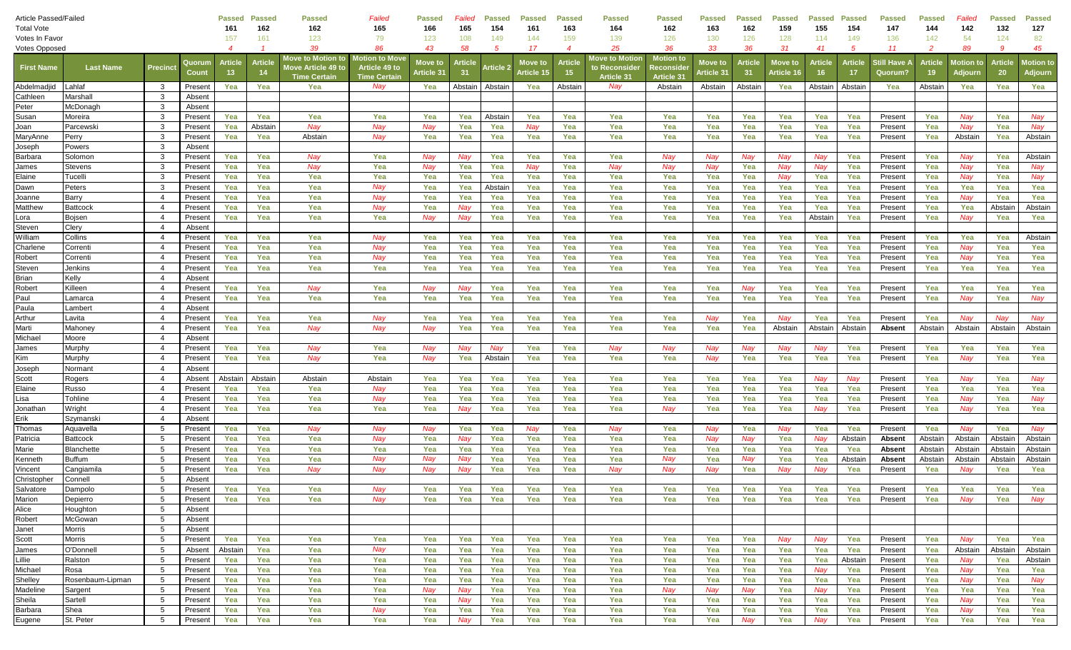| Article Passed/Failed | | | | Passed | Passed | Passed | Failed | Passed | Failed | Passed | Passed | Passed | Passed | Passed | Passed | Passed | Passed | Passed | Passed | Passed | Passed | Failed | Passed | Passed |
|---|---|---|---|---|---|---|---|---|---|---|---|---|---|---|---|---|---|---|---|---|---|---|---|---|
| Total Vote | | | | 161 | 162 | 162 | 165 | 166 | 165 | 154 | 161 | 163 | 164 | 162 | 163 | 162 | 159 | 155 | 154 | 147 | 144 | 142 | 132 | 127 |
| Votes In Favor | | | | 157 | 161 | 123 | 79 | 123 | 108 | 149 | 144 | 159 | 139 | 126 | 130 | 126 | 128 | 114 | 149 | 136 | 142 | 54 | 124 | 82 |
| Votes Opposed | | | | 4 | 1 | 39 | 86 | 43 | 58 | 5 | 17 | 4 | 25 | 36 | 33 | 36 | 31 | 41 | 5 | 11 | 2 | 89 | 9 | 45 |
| First Name | Last Name | Precinct | Quorum Count | Article 13 | Article 14 | Move to Motion to Move Article 49 to Time Certain | Motion to Move Article 49 to Time Certain | Move to Article 31 | Article 31 | Article 2 | Move to Article 15 | Article 15 | Move to Motion to Reconsider Article 31 | Motion to Reconsider Article 31 | Move to Article 31 | Article 31 | Move to Article 16 | Article 16 | Article 17 | Still Have A Quorum? | Article 19 | Motion to Adjourn | Article 20 | Motion to Adjourn |
| Abdelmadjid | Lahlaf | 3 | Present | Yea | Yea | Yea | Nay | Yea | Abstain | Abstain | Yea | Abstain | Nay | Abstain | Abstain | Abstain | Yea | Abstain | Abstain | Yea | Abstain | Yea | Yea | Yea |
| Cathleen | Marshall | 3 | Absent | | | | | | | | | | | | | | | | | | | | | |
| Peter | McDonagh | 3 | Absent | | | | | | | | | | | | | | | | | | | | | |
| Susan | Moreira | 3 | Present | Yea | Yea | Yea | Yea | Yea | Yea | Abstain | Yea | Yea | Yea | Yea | Yea | Yea | Yea | Yea | Yea | Present | Yea | Nay | Yea | Nay |
| Joan | Parcewski | 3 | Present | Yea | Abstain | Nay | Nay | Nay | Yea | Yea | Nay | Yea | Yea | Yea | Yea | Yea | Yea | Yea | Yea | Present | Yea | Nay | Yea | Nay |
| MaryAnne | Perry | 3 | Present | Yea | Yea | Abstain | Nay | Yea | Yea | Yea | Yea | Yea | Yea | Yea | Yea | Yea | Yea | Yea | Yea | Present | Yea | Abstain | Yea | Abstain |
| Joseph | Powers | 3 | Absent | | | | | | | | | | | | | | | | | | | | | |
| Barbara | Solomon | 3 | Present | Yea | Yea | Nay | Yea | Nay | Nay | Yea | Yea | Yea | Yea | Nay | Nay | Nay | Nay | Nay | Yea | Present | Yea | Nay | Yea | Abstain |
| James | Stevens | 3 | Present | Yea | Yea | Nay | Yea | Nay | Yea | Yea | Nay | Yea | Nay | Nay | Nay | Yea | Nay | Nay | Yea | Present | Yea | Nay | Yea | Nay |
| Elaine | Tucelli | 3 | Present | Yea | Yea | Yea | Yea | Yea | Yea | Yea | Yea | Yea | Yea | Yea | Yea | Yea | Nay | Yea | Yea | Present | Yea | Nay | Yea | Nay |
| Dawn | Peters | 3 | Present | Yea | Yea | Yea | Nay | Yea | Yea | Abstain | Yea | Yea | Yea | Yea | Yea | Yea | Yea | Yea | Yea | Present | Yea | Yea | Yea | Yea |
| Joanne | Barry | 4 | Present | Yea | Yea | Yea | Nay | Yea | Yea | Yea | Yea | Yea | Yea | Yea | Yea | Yea | Yea | Yea | Yea | Present | Yea | Nay | Yea | Yea |
| Matthew | Battcock | 4 | Present | Yea | Yea | Yea | Nay | Yea | Nay | Yea | Yea | Yea | Yea | Yea | Yea | Yea | Yea | Yea | Yea | Present | Yea | Yea | Abstain | Abstain |
| Lora | Bojsen | 4 | Present | Yea | Yea | Yea | Yea | Nay | Nay | Yea | Yea | Yea | Yea | Yea | Yea | Yea | Yea | Abstain | Yea | Present | Yea | Nay | Yea | Yea |
| Steven | Clery | 4 | Absent | | | | | | | | | | | | | | | | | | | | | |
| William | Collins | 4 | Present | Yea | Yea | Yea | Nay | Yea | Yea | Yea | Yea | Yea | Yea | Yea | Yea | Yea | Yea | Yea | Yea | Present | Yea | Yea | Yea | Abstain |
| Charlene | Correnti | 4 | Present | Yea | Yea | Yea | Nay | Yea | Yea | Yea | Yea | Yea | Yea | Yea | Yea | Yea | Yea | Yea | Yea | Present | Yea | Nay | Yea | Yea |
| Robert | Correnti | 4 | Present | Yea | Yea | Yea | Nay | Yea | Yea | Yea | Yea | Yea | Yea | Yea | Yea | Yea | Yea | Yea | Yea | Present | Yea | Nay | Yea | Yea |
| Steven | Jenkins | 4 | Present | Yea | Yea | Yea | Yea | Yea | Yea | Yea | Yea | Yea | Yea | Yea | Yea | Yea | Yea | Yea | Yea | Present | Yea | Yea | Yea | Yea |
| Brian | Kelly | 4 | Absent | | | | | | | | | | | | | | | | | | | | | |
| Robert | Killeen | 4 | Present | Yea | Yea | Nay | Yea | Nay | Nay | Yea | Yea | Yea | Yea | Yea | Yea | Nay | Yea | Yea | Yea | Present | Yea | Yea | Yea | Yea |
| Paul | Lamarca | 4 | Present | Yea | Yea | Yea | Yea | Yea | Yea | Yea | Yea | Yea | Yea | Yea | Yea | Yea | Yea | Yea | Yea | Present | Yea | Nay | Yea | Nay |
| Paula | Lambert | 4 | Absent | | | | | | | | | | | | | | | | | | | | | |
| Arthur | Lavita | 4 | Present | Yea | Yea | Yea | Nay | Yea | Yea | Yea | Yea | Yea | Yea | Yea | Nay | Yea | Nay | Yea | Yea | Present | Yea | Nay | Nay | Nay |
| Marti | Mahoney | 4 | Present | Yea | Yea | Nay | Nay | Nay | Yea | Yea | Yea | Yea | Yea | Yea | Yea | Yea | Abstain | Abstain | Abstain | **Absent** | Abstain | Abstain | Abstain | Abstain |
| Michael | Moore | 4 | Absent | | | | | | | | | | | | | | | | | | | | | |
| James | Murphy | 4 | Present | Yea | Yea | Nay | Yea | Nay | Nay | Nay | Yea | Yea | Nay | Nay | Nay | Nay | Nay | Nay | Yea | Present | Yea | Yea | Yea | Yea |
| Kim | Murphy | 4 | Present | Yea | Yea | Nay | Yea | Nay | Yea | Abstain | Yea | Yea | Yea | Yea | Nay | Yea | Yea | Yea | Yea | Present | Yea | Nay | Yea | Yea |
| Joseph | Normant | 4 | Absent | | | | | | | | | | | | | | | | | | | | | |
| Scott | Rogers | 4 | Absent | Abstain | Abstain | Abstain | Abstain | Yea | Yea | Yea | Yea | Yea | Yea | Yea | Yea | Yea | Yea | Nay | Nay | Present | Yea | Nay | Yea | Nay |
| Elaine | Russo | 4 | Present | Yea | Yea | Yea | Nay | Yea | Yea | Yea | Yea | Yea | Yea | Yea | Yea | Yea | Yea | Yea | Yea | Present | Yea | Yea | Yea | Yea |
| Lisa | Tohline | 4 | Present | Yea | Yea | Yea | Nay | Yea | Yea | Yea | Yea | Yea | Yea | Yea | Yea | Yea | Yea | Yea | Yea | Present | Yea | Nay | Yea | Nay |
| Jonathan | Wright | 4 | Present | Yea | Yea | Yea | Yea | Yea | Nay | Yea | Yea | Yea | Yea | Nay | Yea | Yea | Yea | Nay | Yea | Present | Yea | Nay | Yea | Yea |
| Erik | Szymanski | 4 | Absent | | | | | | | | | | | | | | | | | | | | | |
| Thomas | Aquavella | 5 | Present | Yea | Yea | Nay | Nay | Nay | Yea | Yea | Nay | Yea | Nay | Yea | Nay | Yea | Nay | Yea | Yea | Present | Yea | Nay | Yea | Nay |
| Patricia | Battcock | 5 | Present | Yea | Yea | Yea | Nay | Yea | Nay | Yea | Yea | Yea | Yea | Yea | Nay | Nay | Yea | Nay | Abstain | **Absent** | Abstain | Abstain | Abstain | Abstain |
| Marie | Blanchette | 5 | Present | Yea | Yea | Yea | Yea | Yea | Yea | Yea | Yea | Yea | Yea | Yea | Yea | Yea | Yea | Yea | Yea | **Absent** | Abstain | Abstain | Abstain | Abstain |
| Kenneth | Buffum | 5 | Present | Yea | Yea | Yea | Nay | Nay | Nay | Yea | Yea | Yea | Yea | Nay | Yea | Nay | Yea | Yea | Abstain | **Absent** | Abstain | Abstain | Abstain | Abstain |
| Vincent | Cangiamila | 5 | Present | Yea | Yea | Nay | Nay | Nay | Nay | Yea | Yea | Yea | Nay | Nay | Nay | Yea | Nay | Nay | Yea | Present | Yea | Nay | Yea | Yea |
| Christopher | Connell | 5 | Absent | | | | | | | | | | | | | | | | | | | | | |
| Salvatore | Dampolo | 5 | Present | Yea | Yea | Yea | Nay | Yea | Yea | Yea | Yea | Yea | Yea | Yea | Yea | Yea | Yea | Yea | Yea | Present | Yea | Yea | Yea | Yea |
| Marion | Depierro | 5 | Present | Yea | Yea | Yea | Nay | Yea | Yea | Yea | Yea | Yea | Yea | Yea | Yea | Yea | Yea | Yea | Yea | Present | Yea | Nay | Yea | Nay |
| Alice | Houghton | 5 | Absent | | | | | | | | | | | | | | | | | | | | | |
| Robert | McGowan | 5 | Absent | | | | | | | | | | | | | | | | | | | | | |
| Janet | Morris | 5 | Absent | | | | | | | | | | | | | | | | | | | | | |
| Scott | Morris | 5 | Present | Yea | Yea | Yea | Yea | Yea | Yea | Yea | Yea | Yea | Yea | Yea | Yea | Yea | Nay | Nay | Yea | Present | Yea | Nay | Yea | Yea |
| James | O'Donnell | 5 | Absent | Abstain | Yea | Yea | Nay | Yea | Yea | Yea | Yea | Yea | Yea | Yea | Yea | Yea | Yea | Yea | Yea | Present | Yea | Abstain | Abstain | Abstain |
| Lillie | Ralston | 5 | Present | Yea | Yea | Yea | Yea | Yea | Yea | Yea | Yea | Yea | Yea | Yea | Yea | Yea | Yea | Yea | Abstain | Present | Yea | Nay | Yea | Abstain |
| Michael | Rosa | 5 | Present | Yea | Yea | Yea | Yea | Yea | Yea | Yea | Yea | Yea | Yea | Yea | Yea | Yea | Yea | Nay | Yea | Present | Yea | Nay | Yea | Yea |
| Shelley | Rosenbaum-Lipman | 5 | Present | Yea | Yea | Yea | Yea | Yea | Yea | Yea | Yea | Yea | Yea | Yea | Yea | Yea | Yea | Yea | Yea | Present | Yea | Nay | Yea | Nay |
| Madeline | Sargent | 5 | Present | Yea | Yea | Yea | Yea | Nay | Nay | Yea | Yea | Yea | Yea | Nay | Nay | Nay | Yea | Nay | Yea | Present | Yea | Yea | Yea | Yea |
| Sheila | Sartell | 5 | Present | Yea | Yea | Yea | Yea | Yea | Nay | Yea | Yea | Yea | Yea | Yea | Yea | Yea | Yea | Yea | Yea | Present | Yea | Nay | Yea | Yea |
| Barbara | Shea | 5 | Present | Yea | Yea | Yea | Nay | Yea | Yea | Yea | Yea | Yea | Yea | Yea | Yea | Yea | Yea | Yea | Yea | Present | Yea | Nay | Yea | Yea |
| Eugene | St. Peter | 5 | Present | Yea | Yea | Yea | Yea | Yea | Nay | Yea | Yea | Yea | Yea | Yea | Yea | Nay | Yea | Nay | Yea | Present | Yea | Yea | Yea | Yea |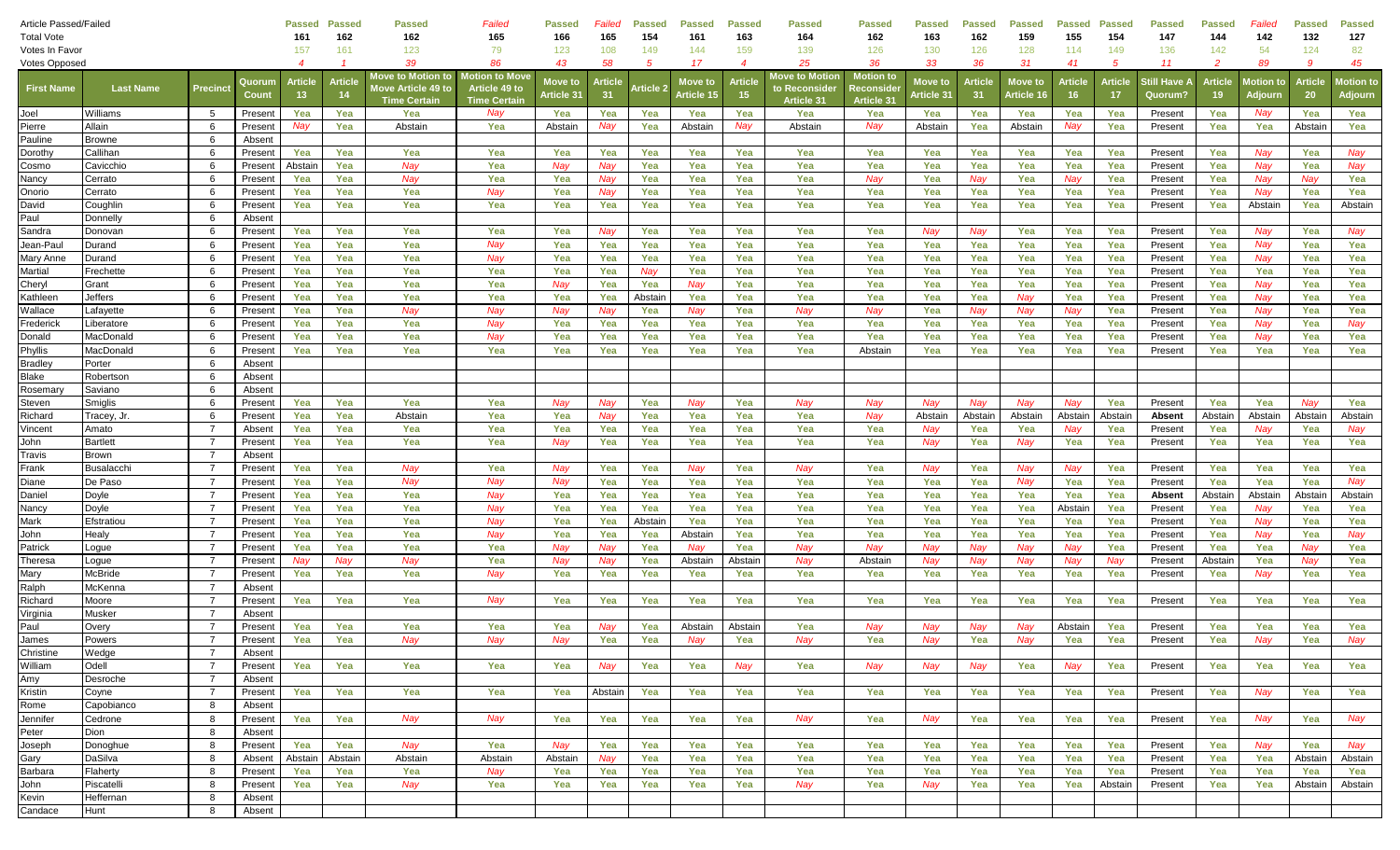| Article Passed/Failed | | | | Passed | Passed | Passed | Failed | Passed | Failed | Passed | Passed | Passed | Passed | Passed | Passed | Passed | Passed | Passed | Passed | Passed | Passed | Failed | Passed | Passed |
|---|---|---|---|---|---|---|---|---|---|---|---|---|---|---|---|---|---|---|---|---|---|---|---|---|
| Total Vote | | | | 161 | 162 | 162 | 165 | 166 | 165 | 154 | 161 | 163 | 164 | 162 | 163 | 162 | 159 | 155 | 154 | 147 | 144 | 142 | 132 | 127 |
| Votes In Favor | | | | 157 | 161 | 123 | 79 | 123 | 108 | 149 | 144 | 159 | 139 | 126 | 130 | 126 | 128 | 114 | 149 | 136 | 142 | 54 | 124 | 82 |
| Votes Opposed | | | | 4 | 1 | 39 | 86 | 43 | 58 | 5 | 17 | 4 | 25 | 36 | 33 | 36 | 31 | 41 | 5 | 11 | 2 | 89 | 9 | 45 |
| **First Name** | **Last Name** | **Precinct** | **Quorum Count** | **Article 13** | **Article 14** | **Move to Motion to Move Article 49 to Time Certain** | **Motion to Move Article 49 to Time Certain** | **Move to Article 31** | **Article 31** | **Article 2** | **Move to Article 15** | **Article 15** | **Move to Motion to Reconsider Article 31** | **Motion to Reconsider Article 31** | **Move to Article 31** | **Article 31** | **Move to Article 16** | **Article 16** | **Article 17** | **Still Have A Quorum?** | **Article 19** | **Motion to Adjourn** | **Article 20** | **Motion to Adjourn** |
| Joel | Williams | 5 | Present | Yea | Yea | Yea | Nay | Yea | Yea | Yea | Yea | Yea | Yea | Yea | Yea | Yea | Yea | Yea | Yea | Present | Yea | Nay | Yea | Yea |
| Pierre | Allain | 6 | Present | Nay | Yea | Abstain | Yea | Abstain | Nay | Yea | Abstain | Nay | Abstain | Nay | Abstain | Yea | Abstain | Nay | Yea | Present | Yea | Yea | Abstain | Yea |
| Pauline | Browne | 6 | Absent | | | | | | | | | | | | | | | | | | | | | |
| Dorothy | Callihan | 6 | Present | Yea | Yea | Yea | Yea | Yea | Yea | Yea | Yea | Yea | Yea | Yea | Yea | Yea | Yea | Yea | Yea | Present | Yea | Nay | Yea | Nay |
| Cosmo | Cavicchio | 6 | Present | Abstain | Yea | Nay | Yea | Nay | Nay | Yea | Yea | Yea | Yea | Yea | Yea | Yea | Yea | Yea | Yea | Present | Yea | Nay | Yea | Nay |
| Nancy | Cerrato | 6 | Present | Yea | Yea | Nay | Yea | Yea | Nay | Yea | Yea | Yea | Yea | Nay | Yea | Nay | Yea | Nay | Yea | Present | Yea | Nay | Nay | Yea |
| Onorio | Cerrato | 6 | Present | Yea | Yea | Yea | Nay | Yea | Nay | Yea | Yea | Yea | Yea | Yea | Yea | Yea | Yea | Yea | Yea | Present | Yea | Nay | Yea | Yea |
| David | Coughlin | 6 | Present | Yea | Yea | Yea | Yea | Yea | Yea | Yea | Yea | Yea | Yea | Yea | Yea | Yea | Yea | Yea | Yea | Present | Yea | Abstain | Yea | Abstain |
| Paul | Donnelly | 6 | Absent | | | | | | | | | | | | | | | | | | | | | |
| Sandra | Donovan | 6 | Present | Yea | Yea | Yea | Yea | Yea | Nay | Yea | Yea | Yea | Yea | Yea | Nay | Nay | Yea | Yea | Yea | Present | Yea | Nay | Yea | Nay |
| Jean-Paul | Durand | 6 | Present | Yea | Yea | Yea | Nay | Yea | Yea | Yea | Yea | Yea | Yea | Yea | Yea | Yea | Yea | Yea | Yea | Present | Yea | Nay | Yea | Yea |
| Mary Anne | Durand | 6 | Present | Yea | Yea | Yea | Nay | Yea | Yea | Yea | Yea | Yea | Yea | Yea | Yea | Yea | Yea | Yea | Yea | Present | Yea | Nay | Yea | Yea |
| Martial | Frechette | 6 | Present | Yea | Yea | Yea | Yea | Yea | Yea | Nay | Yea | Yea | Yea | Yea | Yea | Yea | Yea | Yea | Yea | Present | Yea | Yea | Yea | Yea |
| Cheryl | Grant | 6 | Present | Yea | Yea | Yea | Yea | Nay | Yea | Yea | Nay | Yea | Yea | Yea | Yea | Yea | Yea | Yea | Yea | Present | Yea | Nay | Yea | Yea |
| Kathleen | Jeffers | 6 | Present | Yea | Yea | Yea | Yea | Yea | Yea | Abstain | Yea | Yea | Yea | Yea | Yea | Yea | Nay | Yea | Yea | Present | Yea | Nay | Yea | Yea |
| Wallace | Lafayette | 6 | Present | Yea | Yea | Nay | Nay | Nay | Nay | Yea | Nay | Yea | Nay | Nay | Yea | Nay | Nay | Nay | Yea | Present | Yea | Nay | Yea | Yea |
| Frederick | Liberatore | 6 | Present | Yea | Yea | Yea | Nay | Yea | Yea | Yea | Yea | Yea | Yea | Yea | Yea | Yea | Yea | Yea | Yea | Present | Yea | Nay | Yea | Nay |
| Donald | MacDonald | 6 | Present | Yea | Yea | Yea | Nay | Yea | Yea | Yea | Yea | Yea | Yea | Yea | Yea | Yea | Yea | Yea | Yea | Present | Yea | Nay | Yea | Yea |
| Phyllis | MacDonald | 6 | Present | Yea | Yea | Yea | Yea | Yea | Yea | Yea | Yea | Yea | Yea | Abstain | Yea | Yea | Yea | Yea | Yea | Present | Yea | Yea | Yea | Yea |
| Bradley | Porter | 6 | Absent | | | | | | | | | | | | | | | | | | | | | |
| Blake | Robertson | 6 | Absent | | | | | | | | | | | | | | | | | | | | | |
| Rosemary | Saviano | 6 | Absent | | | | | | | | | | | | | | | | | | | | | |
| Steven | Smiglis | 6 | Present | Yea | Yea | Yea | Yea | Nay | Nay | Yea | Nay | Yea | Nay | Nay | Nay | Nay | Nay | Nay | Yea | Present | Yea | Yea | Nay | Yea |
| Richard | Tracey, Jr. | 6 | Present | Yea | Yea | Abstain | Yea | Yea | Nay | Yea | Yea | Yea | Yea | Nay | Abstain | Abstain | Abstain | Abstain | Abstain | **Absent** | Abstain | Abstain | Abstain | Abstain |
| Vincent | Amato | 7 | Absent | Yea | Yea | Yea | Yea | Yea | Yea | Yea | Yea | Yea | Yea | Yea | Nay | Yea | Yea | Nay | Yea | Present | Yea | Nay | Yea | Nay |
| John | Bartlett | 7 | Present | Yea | Yea | Yea | Yea | Nay | Yea | Yea | Yea | Yea | Yea | Yea | Nay | Yea | Nay | Yea | Yea | Present | Yea | Yea | Yea | Yea |
| Travis | Brown | 7 | Absent | | | | | | | | | | | | | | | | | | | | | |
| Frank | Busalacchi | 7 | Present | Yea | Yea | Nay | Yea | Nay | Yea | Yea | Nay | Yea | Nay | Yea | Nay | Yea | Nay | Nay | Yea | Present | Yea | Yea | Yea | Yea |
| Diane | De Paso | 7 | Present | Yea | Yea | Nay | Nay | Nay | Yea | Yea | Yea | Yea | Yea | Yea | Yea | Yea | Nay | Yea | Yea | Present | Yea | Yea | Yea | Nay |
| Daniel | Doyle | 7 | Present | Yea | Yea | Yea | Nay | Yea | Yea | Yea | Yea | Yea | Yea | Yea | Yea | Yea | Yea | Yea | Yea | **Absent** | Abstain | Abstain | Abstain | Abstain |
| Nancy | Doyle | 7 | Present | Yea | Yea | Yea | Nay | Yea | Yea | Yea | Yea | Yea | Yea | Yea | Yea | Yea | Yea | Abstain | Yea | Present | Yea | Nay | Yea | Yea |
| Mark | Efstratiou | 7 | Present | Yea | Yea | Yea | Nay | Yea | Yea | Abstain | Yea | Yea | Yea | Yea | Yea | Yea | Yea | Yea | Yea | Present | Yea | Nay | Yea | Yea |
| John | Healy | 7 | Present | Yea | Yea | Yea | Nay | Yea | Yea | Yea | Abstain | Yea | Yea | Yea | Yea | Yea | Yea | Yea | Yea | Present | Yea | Nay | Yea | Nay |
| Patrick | Logue | 7 | Present | Yea | Yea | Yea | Yea | Nay | Nay | Yea | Nay | Yea | Nay | Nay | Nay | Nay | Nay | Nay | Yea | Present | Yea | Yea | Nay | Yea |
| Theresa | Logue | 7 | Present | Nay | Nay | Nay | Yea | Nay | Nay | Yea | Abstain | Abstain | Nay | Abstain | Nay | Nay | Nay | Nay | Nay | Present | Abstain | Yea | Nay | Yea |
| Mary | McBride | 7 | Present | Yea | Yea | Yea | Nay | Yea | Yea | Yea | Yea | Yea | Yea | Yea | Yea | Yea | Yea | Yea | Yea | Present | Yea | Nay | Yea | Yea |
| Ralph | McKenna | 7 | Absent | | | | | | | | | | | | | | | | | | | | | |
| Richard | Moore | 7 | Present | Yea | Yea | Yea | Nay | Yea | Yea | Yea | Yea | Yea | Yea | Yea | Yea | Yea | Yea | Yea | Yea | Present | Yea | Yea | Yea | Yea |
| Virginia | Musker | 7 | Absent | | | | | | | | | | | | | | | | | | | | | |
| Paul | Overy | 7 | Present | Yea | Yea | Yea | Yea | Yea | Nay | Yea | Abstain | Abstain | Yea | Nay | Nay | Nay | Nay | Abstain | Yea | Present | Yea | Yea | Yea | Yea |
| James | Powers | 7 | Present | Yea | Yea | Nay | Nay | Nay | Yea | Yea | Nay | Yea | Nay | Yea | Nay | Yea | Nay | Yea | Yea | Present | Yea | Nay | Yea | Nay |
| Christine | Wedge | 7 | Absent | | | | | | | | | | | | | | | | | | | | | |
| William | Odell | 7 | Present | Yea | Yea | Yea | Yea | Yea | Nay | Yea | Yea | Nay | Yea | Nay | Nay | Nay | Yea | Nay | Yea | Present | Yea | Yea | Yea | Yea |
| Amy | Desroche | 7 | Absent | | | | | | | | | | | | | | | | | | | | | |
| Kristin | Coyne | 7 | Present | Yea | Yea | Yea | Yea | Yea | Abstain | Yea | Yea | Yea | Yea | Yea | Yea | Yea | Yea | Yea | Yea | Present | Yea | Nay | Yea | Yea |
| Rome | Capobianco | 8 | Absent | | | | | | | | | | | | | | | | | | | | | |
| Jennifer | Cedrone | 8 | Present | Yea | Yea | Nay | Nay | Yea | Yea | Yea | Yea | Yea | Nay | Yea | Nay | Yea | Yea | Yea | Yea | Present | Yea | Nay | Yea | Nay |
| Peter | Dion | 8 | Absent | | | | | | | | | | | | | | | | | | | | | |
| Joseph | Donoghue | 8 | Present | Yea | Yea | Nay | Yea | Nay | Yea | Yea | Yea | Yea | Yea | Yea | Yea | Yea | Yea | Yea | Yea | Present | Yea | Nay | Yea | Nay |
| Gary | DaSilva | 8 | Absent | Abstain | Abstain | Abstain | Abstain | Abstain | Nay | Yea | Yea | Yea | Yea | Yea | Yea | Yea | Yea | Yea | Yea | Present | Yea | Yea | Abstain | Abstain |
| Barbara | Flaherty | 8 | Present | Yea | Yea | Yea | Nay | Yea | Yea | Yea | Yea | Yea | Yea | Yea | Yea | Yea | Yea | Yea | Yea | Present | Yea | Yea | Yea | Yea |
| John | Piscatelli | 8 | Present | Yea | Yea | Nay | Yea | Yea | Yea | Yea | Yea | Yea | Nay | Yea | Nay | Yea | Yea | Yea | Abstain | Present | Yea | Yea | Abstain | Abstain |
| Kevin | Heffernan | 8 | Absent | | | | | | | | | | | | | | | | | | | | | |
| Candace | Hunt | 8 | Absent | | | | | | | | | | | | | | | | | | | | | |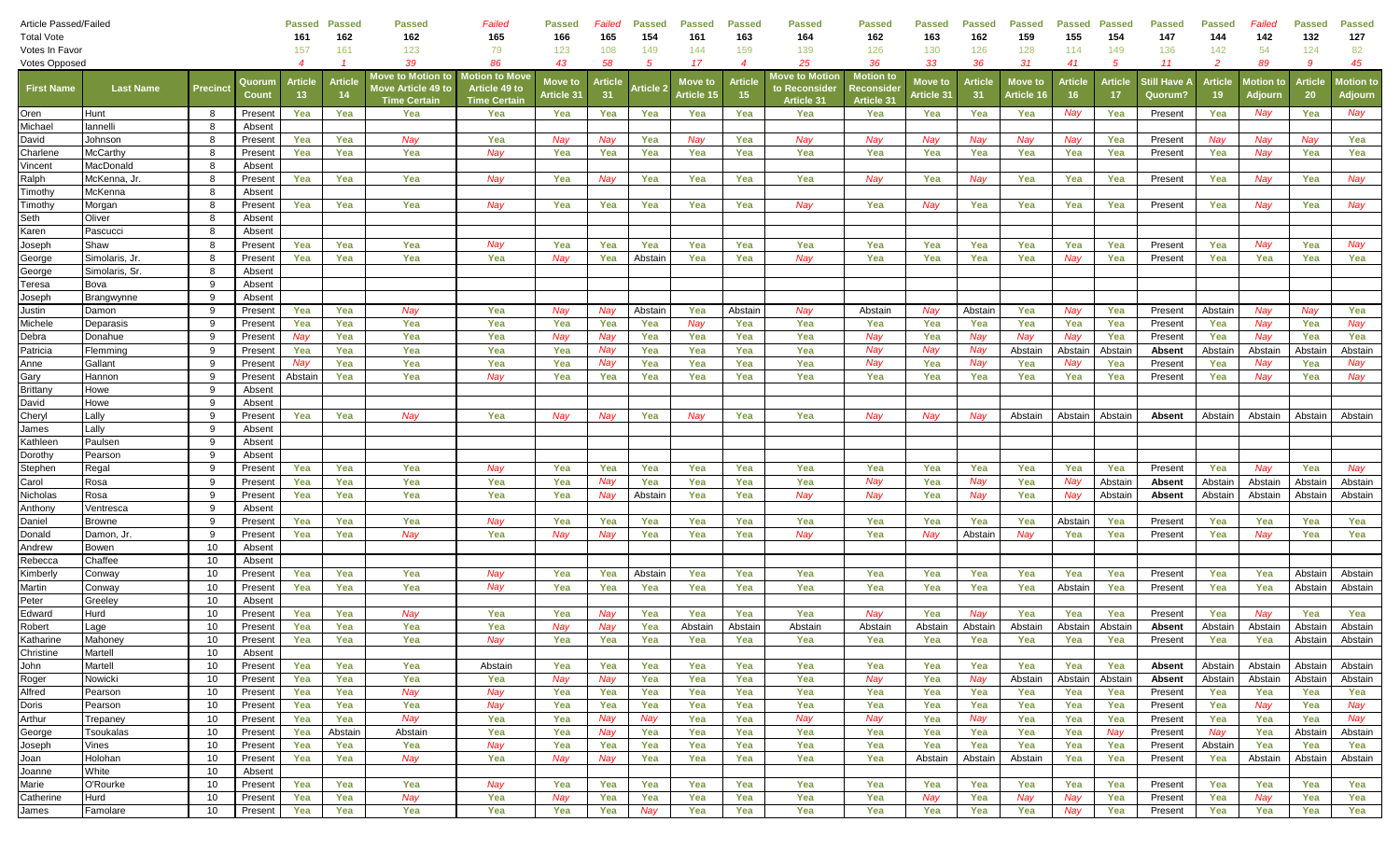| Article Passed/Failed | | | | Passed | Passed | Passed | Failed | Passed | Failed | Passed | Passed | Passed | Passed | Passed | Passed | Passed | Passed | Passed | Passed | Passed | Passed | Failed | Passed | Passed |
|---|---|---|---|---|---|---|---|---|---|---|---|---|---|---|---|---|---|---|---|---|---|---|---|---|
| Total Vote | | | | 161 | 162 | 162 | 165 | 166 | 165 | 154 | 161 | 163 | 164 | 162 | 163 | 162 | 159 | 155 | 154 | 147 | 144 | 142 | 132 | 127 |
| Votes In Favor | | | | 157 | 161 | 123 | 79 | 123 | 108 | 149 | 144 | 159 | 139 | 126 | 130 | 126 | 128 | 114 | 149 | 136 | 142 | 54 | 124 | 82 |
| Votes Opposed | | | | 4 | 1 | 39 | 86 | 43 | 58 | 5 | 17 | 4 | 25 | 36 | 33 | 36 | 31 | 41 | 5 | 11 | 2 | 89 | 9 | 45 |
| First Name | Last Name | Precinct | Quorum Count | Article 13 | Article 14 | Move to Motion to Move Article 49 to Time Certain | Motion to Move Article 49 to Time Certain | Move to Article 31 | Article 31 | Article 2 | Move to Article 15 | Article 15 | Move to Motion to Reconsider Article 31 | Motion to Reconsider Article 31 | Move to Article 31 | Article 31 | Move to Article 16 | Article 16 | Article 17 | Still Have A Quorum? | Article 19 | Motion to Adjourn | Article 20 | Motion to Adjourn |
| Oren | Hunt | 8 | Present | Yea | Yea | Yea | Yea | Yea | Yea | Yea | Yea | Yea | Yea | Yea | Yea | Yea | Yea | Nay | Yea | Present | Yea | Nay | Yea | Nay |
| Michael | Iannelli | 8 | Absent | | | | | | | | | | | | | | | | | | | | | |
| David | Johnson | 8 | Present | Yea | Yea | Nay | Yea | Nay | Nay | Yea | Nay | Yea | Nay | Nay | Nay | Nay | Nay | Nay | Yea | Present | Nay | Nay | Nay | Yea |
| Charlene | McCarthy | 8 | Present | Yea | Yea | Yea | Nay | Yea | Yea | Yea | Yea | Yea | Yea | Yea | Yea | Yea | Yea | Yea | Yea | Present | Yea | Nay | Yea | Yea |
| Vincent | MacDonald | 8 | Absent | | | | | | | | | | | | | | | | | | | | | |
| Ralph | McKenna, Jr. | 8 | Present | Yea | Yea | Yea | Nay | Yea | Nay | Yea | Yea | Yea | Yea | Nay | Yea | Nay | Yea | Yea | Yea | Present | Yea | Nay | Yea | Nay |
| Timothy | McKenna | 8 | Absent | | | | | | | | | | | | | | | | | | | | | |
| Timothy | Morgan | 8 | Present | Yea | Yea | Yea | Nay | Yea | Yea | Yea | Yea | Yea | Nay | Yea | Nay | Yea | Yea | Yea | Yea | Present | Yea | Nay | Yea | Nay |
| Seth | Oliver | 8 | Absent | | | | | | | | | | | | | | | | | | | | | |
| Karen | Pascucci | 8 | Absent | | | | | | | | | | | | | | | | | | | | | |
| Joseph | Shaw | 8 | Present | Yea | Yea | Yea | Nay | Yea | Yea | Yea | Yea | Yea | Yea | Yea | Yea | Yea | Yea | Yea | Yea | Present | Yea | Nay | Yea | Nay |
| George | Simolaris, Jr. | 8 | Present | Yea | Yea | Yea | Yea | Nay | Yea | Abstain | Yea | Yea | Nay | Yea | Yea | Yea | Yea | Nay | Yea | Present | Yea | Yea | Yea | Yea |
| George | Simolaris, Sr. | 8 | Absent | | | | | | | | | | | | | | | | | | | | | |
| Teresa | Bova | 9 | Absent | | | | | | | | | | | | | | | | | | | | | |
| Joseph | Brangwynne | 9 | Absent | | | | | | | | | | | | | | | | | | | | | |
| Justin | Damon | 9 | Present | Yea | Yea | Nay | Yea | Nay | Nay | Abstain | Yea | Abstain | Nay | Abstain | Nay | Abstain | Yea | Nay | Yea | Present | Abstain | Nay | Nay | Yea |
| Michele | Deparasis | 9 | Present | Yea | Yea | Yea | Yea | Yea | Yea | Yea | Nay | Yea | Yea | Yea | Yea | Yea | Yea | Yea | Yea | Present | Yea | Nay | Yea | Nay |
| Debra | Donahue | 9 | Present | Nay | Yea | Yea | Yea | Nay | Nay | Yea | Yea | Yea | Yea | Nay | Yea | Nay | Nay | Nay | Yea | Present | Yea | Nay | Yea | Yea |
| Patricia | Flemming | 9 | Present | Yea | Yea | Yea | Yea | Yea | Nay | Yea | Yea | Yea | Yea | Nay | Nay | Nay | Abstain | Abstain | Abstain | Absent | Abstain | Abstain | Abstain | Abstain |
| Anne | Gallant | 9 | Present | Nay | Yea | Yea | Yea | Yea | Nay | Yea | Yea | Yea | Yea | Nay | Yea | Nay | Yea | Nay | Yea | Present | Yea | Nay | Yea | Nay |
| Gary | Hannon | 9 | Present | Abstain | Yea | Yea | Nay | Yea | Yea | Yea | Yea | Yea | Yea | Yea | Yea | Yea | Yea | Yea | Yea | Present | Yea | Nay | Yea | Nay |
| Brittany | Howe | 9 | Absent | | | | | | | | | | | | | | | | | | | | | |
| David | Howe | 9 | Absent | | | | | | | | | | | | | | | | | | | | | |
| Cheryl | Lally | 9 | Present | Yea | Yea | Nay | Yea | Nay | Nay | Yea | Nay | Yea | Yea | Nay | Nay | Nay | Abstain | Abstain | Abstain | Absent | Abstain | Abstain | Abstain | Abstain |
| James | Lally | 9 | Absent | | | | | | | | | | | | | | | | | | | | | |
| Kathleen | Paulsen | 9 | Absent | | | | | | | | | | | | | | | | | | | | | |
| Dorothy | Pearson | 9 | Absent | | | | | | | | | | | | | | | | | | | | | |
| Stephen | Regal | 9 | Present | Yea | Yea | Yea | Nay | Yea | Yea | Yea | Yea | Yea | Yea | Yea | Yea | Yea | Yea | Yea | Yea | Present | Yea | Nay | Yea | Nay |
| Carol | Rosa | 9 | Present | Yea | Yea | Yea | Yea | Yea | Nay | Yea | Yea | Yea | Yea | Nay | Yea | Nay | Yea | Nay | Abstain | Absent | Abstain | Abstain | Abstain | Abstain |
| Nicholas | Rosa | 9 | Present | Yea | Yea | Yea | Yea | Yea | Nay | Abstain | Yea | Yea | Nay | Nay | Yea | Nay | Yea | Nay | Abstain | Absent | Abstain | Abstain | Abstain | Abstain |
| Anthony | Ventresca | 9 | Absent | | | | | | | | | | | | | | | | | | | | | |
| Daniel | Browne | 9 | Present | Yea | Yea | Yea | Nay | Yea | Yea | Yea | Yea | Yea | Yea | Yea | Yea | Yea | Yea | Abstain | Yea | Present | Yea | Yea | Yea | Yea |
| Donald | Damon, Jr. | 9 | Present | Yea | Yea | Nay | Yea | Nay | Nay | Yea | Yea | Yea | Nay | Yea | Nay | Abstain | Nay | Yea | Yea | Present | Yea | Nay | Yea | Yea |
| Andrew | Bowen | 10 | Absent | | | | | | | | | | | | | | | | | | | | | |
| Rebecca | Chaffee | 10 | Absent | | | | | | | | | | | | | | | | | | | | | |
| Kimberly | Conway | 10 | Present | Yea | Yea | Yea | Nay | Yea | Yea | Abstain | Yea | Yea | Yea | Yea | Yea | Yea | Yea | Yea | Yea | Present | Yea | Yea | Abstain | Abstain |
| Martin | Conway | 10 | Present | Yea | Yea | Yea | Nay | Yea | Yea | Yea | Yea | Yea | Yea | Yea | Yea | Yea | Yea | Abstain | Yea | Present | Yea | Yea | Abstain | Abstain |
| Peter | Greeley | 10 | Absent | | | | | | | | | | | | | | | | | | | | | |
| Edward | Hurd | 10 | Present | Yea | Yea | Nay | Yea | Yea | Nay | Yea | Yea | Yea | Yea | Nay | Yea | Nay | Yea | Yea | Yea | Present | Yea | Nay | Yea | Yea |
| Robert | Lage | 10 | Present | Yea | Yea | Yea | Yea | Nay | Nay | Yea | Abstain | Abstain | Abstain | Abstain | Abstain | Abstain | Abstain | Abstain | Abstain | Absent | Abstain | Abstain | Abstain | Abstain |
| Katharine | Mahoney | 10 | Present | Yea | Yea | Yea | Nay | Yea | Yea | Yea | Yea | Yea | Yea | Yea | Yea | Yea | Yea | Yea | Yea | Present | Yea | Yea | Abstain | Abstain |
| Christine | Martell | 10 | Absent | | | | | | | | | | | | | | | | | | | | | |
| John | Martell | 10 | Present | Yea | Yea | Yea | Abstain | Yea | Yea | Yea | Yea | Yea | Yea | Yea | Yea | Yea | Yea | Yea | Yea | Absent | Abstain | Abstain | Abstain | Abstain |
| Roger | Nowicki | 10 | Present | Yea | Yea | Yea | Yea | Nay | Nay | Yea | Yea | Yea | Yea | Nay | Yea | Nay | Abstain | Abstain | Abstain | Absent | Abstain | Abstain | Abstain | Abstain |
| Alfred | Pearson | 10 | Present | Yea | Yea | Nay | Nay | Yea | Yea | Yea | Yea | Yea | Yea | Yea | Yea | Yea | Yea | Yea | Yea | Present | Yea | Yea | Yea | Yea |
| Doris | Pearson | 10 | Present | Yea | Yea | Yea | Nay | Yea | Yea | Yea | Yea | Yea | Yea | Yea | Yea | Yea | Yea | Yea | Yea | Present | Yea | Nay | Yea | Nay |
| Arthur | Trepaney | 10 | Present | Yea | Yea | Nay | Yea | Yea | Nay | Nay | Yea | Yea | Nay | Nay | Yea | Nay | Yea | Yea | Yea | Present | Yea | Yea | Yea | Nay |
| George | Tsoukalas | 10 | Present | Yea | Abstain | Abstain | Yea | Yea | Nay | Yea | Yea | Yea | Yea | Yea | Yea | Yea | Yea | Yea | Nay | Present | Nay | Yea | Abstain | Abstain |
| Joseph | Vines | 10 | Present | Yea | Yea | Yea | Nay | Yea | Yea | Yea | Yea | Yea | Yea | Yea | Yea | Yea | Yea | Yea | Yea | Present | Abstain | Yea | Yea | Yea |
| Joan | Holohan | 10 | Present | Yea | Yea | Nay | Yea | Nay | Nay | Yea | Yea | Yea | Yea | Yea | Abstain | Abstain | Abstain | Yea | Yea | Present | Yea | Abstain | Abstain | Abstain |
| Joanne | White | 10 | Absent | | | | | | | | | | | | | | | | | | | | | |
| Marie | O'Rourke | 10 | Present | Yea | Yea | Yea | Nay | Yea | Yea | Yea | Yea | Yea | Yea | Yea | Yea | Yea | Yea | Yea | Yea | Present | Yea | Yea | Yea | Yea |
| Catherine | Hurd | 10 | Present | Yea | Yea | Nay | Yea | Nay | Yea | Yea | Yea | Yea | Yea | Yea | Nay | Yea | Nay | Nay | Yea | Present | Yea | Nay | Yea | Yea |
| James | Famolare | 10 | Present | Yea | Yea | Yea | Yea | Yea | Yea | Nay | Yea | Yea | Yea | Yea | Yea | Yea | Yea | Nay | Yea | Present | Yea | Yea | Yea | Yea |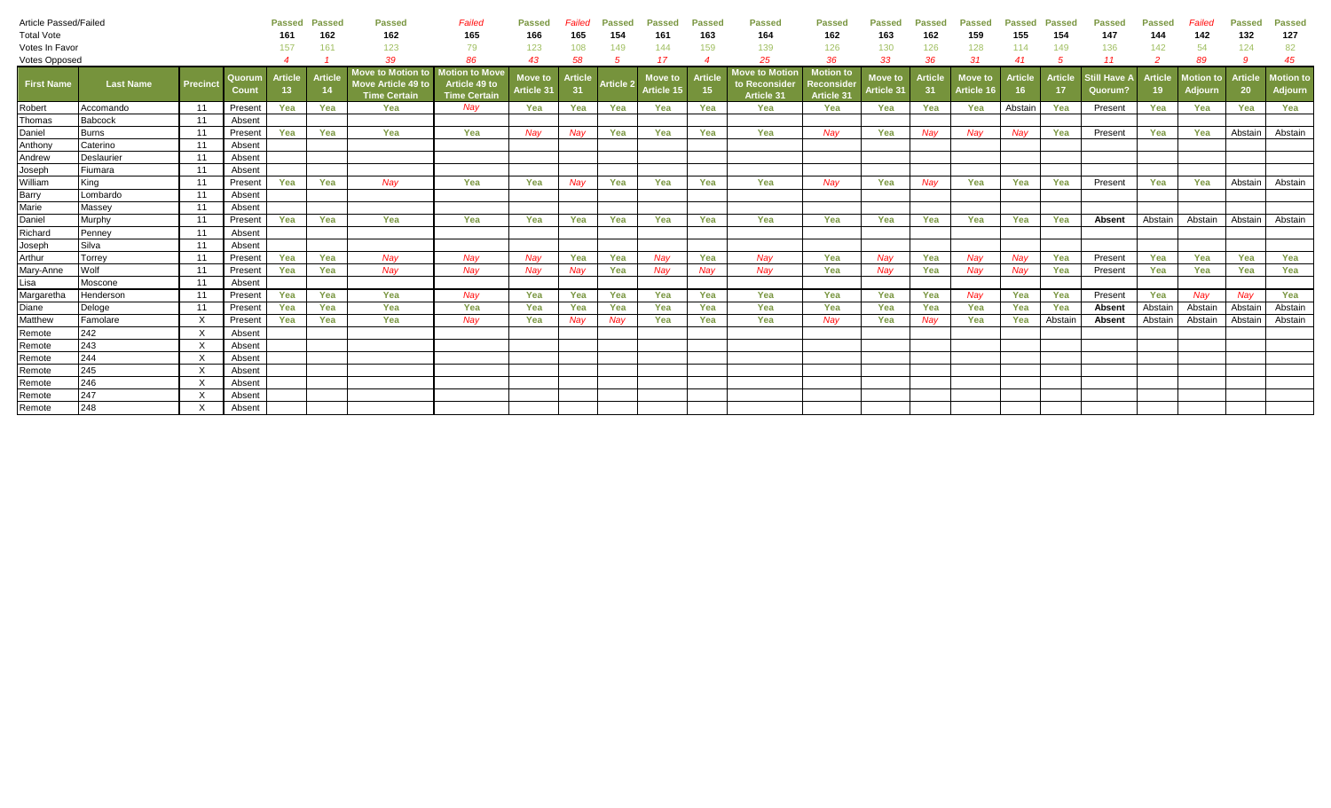| | | | | | | | | | | | | | | | | | | | | | | | | |
|---|---|---|---|---|---|---|---|---|---|---|---|---|---|---|---|---|---|---|---|---|---|---|---|---|
| Article Passed/Failed | | | | Passed | Passed | Passed | Failed | Passed | Failed | Passed | Passed | Passed | Passed | Passed | Passed | Passed | Passed | Passed | Passed | Passed | Passed | Failed | Passed | Passed |
| Total Vote | | | | 161 | 162 | 162 | 165 | 166 | 165 | 154 | 161 | 163 | 164 | 162 | 163 | 162 | 159 | 155 | 154 | 147 | 144 | 142 | 132 | 127 |
| Votes In Favor | | | | 157 | 161 | 123 | 79 | 123 | 108 | 149 | 144 | 159 | 139 | 126 | 130 | 126 | 128 | 114 | 149 | 136 | 142 | 54 | 124 | 82 |
| Votes Opposed | | | | 4 | 1 | 39 | 86 | 43 | 58 | 5 | 17 | 4 | 25 | 36 | 33 | 36 | 31 | 41 | 5 | 11 | 2 | 89 | 9 | 45 |
| **First Name** | **Last Name** | **Precinct** | **Quorum Count** | **Article 13** | **Article 14** | **Move to Motion to Move Article 49 to Time Certain** | **Motion to Move Article 49 to Time Certain** | **Move to Article 31** | **Article 31** | **Article 2** | **Move to Article 15** | **Article 15** | **Move to Motion to Reconsider Article 31** | **Motion to Reconsider Article 31** | **Move to Article 31** | **Article 31** | **Move to Article 16** | **Article 16** | **Article 17** | **Still Have A Quorum?** | **Article 19** | **Motion to Adjourn** | **Article 20** | **Motion to Adjourn** |
| Robert | Accomando | 11 | Present | Yea | Yea | Yea | Nay | Yea | Yea | Yea | Yea | Yea | Yea | Yea | Yea | Yea | Yea | Abstain | Yea | Present | Yea | Yea | Yea | Yea |
| Thomas | Babcock | 11 | Absent | | | | | | | | | | | | | | | | | | | | | |
| Daniel | Burns | 11 | Present | Yea | Yea | Yea | Yea | Nay | Nay | Yea | Yea | Yea | Yea | Nay | Yea | Nay | Nay | Nay | Yea | Present | Yea | Yea | Abstain | Abstain |
| Anthony | Caterino | 11 | Absent | | | | | | | | | | | | | | | | | | | | | |
| Andrew | Deslaurier | 11 | Absent | | | | | | | | | | | | | | | | | | | | | |
| Joseph | Fiumara | 11 | Absent | | | | | | | | | | | | | | | | | | | | | |
| William | King | 11 | Present | Yea | Yea | Nay | Yea | Yea | Nay | Yea | Yea | Yea | Yea | Nay | Yea | Nay | Yea | Yea | Yea | Present | Yea | Yea | Abstain | Abstain |
| Barry | Lombardo | 11 | Absent | | | | | | | | | | | | | | | | | | | | | |
| Marie | Massey | 11 | Absent | | | | | | | | | | | | | | | | | | | | | |
| Daniel | Murphy | 11 | Present | Yea | Yea | Yea | Yea | Yea | Yea | Yea | Yea | Yea | Yea | Yea | Yea | Yea | Yea | Yea | Yea | **Absent** | Abstain | Abstain | Abstain | Abstain |
| Richard | Penney | 11 | Absent | | | | | | | | | | | | | | | | | | | | | |
| Joseph | Silva | 11 | Absent | | | | | | | | | | | | | | | | | | | | | |
| Arthur | Torrey | 11 | Present | Yea | Yea | Nay | Nay | Nay | Yea | Yea | Nay | Yea | Nay | Yea | Nay | Yea | Nay | Nay | Yea | Present | Yea | Yea | Yea | Yea |
| Mary-Anne | Wolf | 11 | Present | Yea | Yea | Nay | Nay | Nay | Nay | Yea | Nay | Nay | Nay | Yea | Nay | Yea | Nay | Nay | Yea | Present | Yea | Yea | Yea | Yea |
| Lisa | Moscone | 11 | Absent | | | | | | | | | | | | | | | | | | | | | |
| Margaretha | Henderson | 11 | Present | Yea | Yea | Yea | Nay | Yea | Yea | Yea | Yea | Yea | Yea | Yea | Yea | Yea | Nay | Yea | Yea | Present | Yea | Nay | Nay | Yea |
| Diane | Deloge | 11 | Present | Yea | Yea | Yea | Yea | Yea | Yea | Yea | Yea | Yea | Yea | Yea | Yea | Yea | Yea | Yea | Yea | **Absent** | Abstain | Abstain | Abstain | Abstain |
| Matthew | Famolare | X | Present | Yea | Yea | Yea | Nay | Yea | Nay | Nay | Yea | Yea | Yea | Nay | Yea | Nay | Yea | Yea | Abstain | **Absent** | Abstain | Abstain | Abstain | Abstain |
| Remote | 242 | X | Absent | | | | | | | | | | | | | | | | | | | | | |
| Remote | 243 | X | Absent | | | | | | | | | | | | | | | | | | | | | |
| Remote | 244 | X | Absent | | | | | | | | | | | | | | | | | | | | | |
| Remote | 245 | X | Absent | | | | | | | | | | | | | | | | | | | | | |
| Remote | 246 | X | Absent | | | | | | | | | | | | | | | | | | | | | |
| Remote | 247 | X | Absent | | | | | | | | | | | | | | | | | | | | | |
| Remote | 248 | X | Absent | | | | | | | | | | | | | | | | | | | | | |